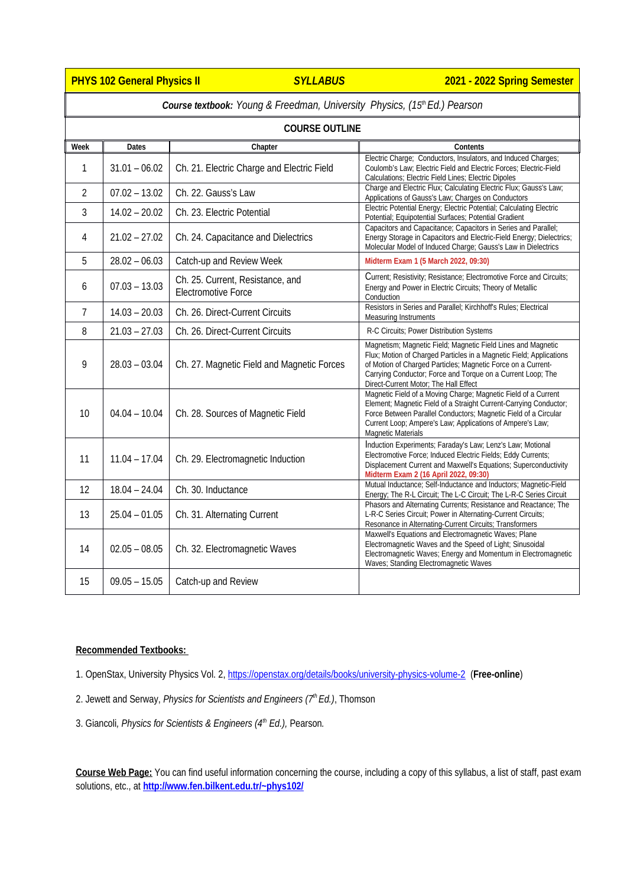**PHYS 102 General Physics II** | ***SYLLABUS*** | **2021 - 2022 Spring Semester**

***Course textbook:*** *Young & Freedman, University Physics, (15th Ed.) Pearson*

## COURSE OUTLINE

| Week | Dates | Chapter | Contents |
|---|---|---|---|
| 1 | 31.01 – 06.02 | Ch. 21. Electric Charge and Electric Field | Electric Charge; Conductors, Insulators, and Induced Charges; Coulomb's Law; Electric Field and Electric Forces; Electric-Field Calculations; Electric Field Lines; Electric Dipoles |
| 2 | 07.02 – 13.02 | Ch. 22. Gauss's Law | Charge and Electric Flux; Calculating Electric Flux; Gauss's Law; Applications of Gauss's Law; Charges on Conductors |
| 3 | 14.02 – 20.02 | Ch. 23. Electric Potential | Electric Potential Energy; Electric Potential; Calculating Electric Potential; Equipotential Surfaces; Potential Gradient |
| 4 | 21.02 – 27.02 | Ch. 24. Capacitance and Dielectrics | Capacitors and Capacitance; Capacitors in Series and Parallel; Energy Storage in Capacitors and Electric-Field Energy; Dielectrics; Molecular Model of Induced Charge; Gauss's Law in Dielectrics |
| 5 | 28.02 – 06.03 | Catch-up and Review Week | **Midterm Exam 1 (5 March 2022, 09:30)** |
| 6 | 07.03 – 13.03 | Ch. 25. Current, Resistance, and Electromotive Force | Current; Resistivity; Resistance; Electromotive Force and Circuits; Energy and Power in Electric Circuits; Theory of Metallic Conduction |
| 7 | 14.03 – 20.03 | Ch. 26. Direct-Current Circuits | Resistors in Series and Parallel; Kirchhoff's Rules; Electrical Measuring Instruments |
| 8 | 21.03 – 27.03 | Ch. 26. Direct-Current Circuits | R-C Circuits; Power Distribution Systems |
| 9 | 28.03 – 03.04 | Ch. 27. Magnetic Field and Magnetic Forces | Magnetism; Magnetic Field; Magnetic Field Lines and Magnetic Flux; Motion of Charged Particles in a Magnetic Field; Applications of Motion of Charged Particles; Magnetic Force on a Current-Carrying Conductor; Force and Torque on a Current Loop; The Direct-Current Motor; The Hall Effect |
| 10 | 04.04 – 10.04 | Ch. 28. Sources of Magnetic Field | Magnetic Field of a Moving Charge; Magnetic Field of a Current Element; Magnetic Field of a Straight Current-Carrying Conductor; Force Between Parallel Conductors; Magnetic Field of a Circular Current Loop; Ampere's Law; Applications of Ampere's Law; Magnetic Materials |
| 11 | 11.04 – 17.04 | Ch. 29. Electromagnetic Induction | Induction Experiments; Faraday's Law; Lenz's Law; Motional Electromotive Force; Induced Electric Fields; Eddy Currents; Displacement Current and Maxwell's Equations; Superconductivity **Midterm Exam 2 (16 April 2022, 09:30)** |
| 12 | 18.04 – 24.04 | Ch. 30. Inductance | Mutual Inductance; Self-Inductance and Inductors; Magnetic-Field Energy; The R-L Circuit; The L-C Circuit; The L-R-C Series Circuit |
| 13 | 25.04 – 01.05 | Ch. 31. Alternating Current | Phasors and Alternating Currents; Resistance and Reactance; The L-R-C Series Circuit; Power in Alternating-Current Circuits; Resonance in Alternating-Current Circuits; Transformers |
| 14 | 02.05 – 08.05 | Ch. 32. Electromagnetic Waves | Maxwell's Equations and Electromagnetic Waves; Plane Electromagnetic Waves and the Speed of Light; Sinusoidal Electromagnetic Waves; Energy and Momentum in Electromagnetic Waves; Standing Electromagnetic Waves |
| 15 | 09.05 – 15.05 | Catch-up and Review | |

**Recommended Textbooks:**

1. OpenStax, University Physics Vol. 2, https://openstax.org/details/books/university-physics-volume-2 (**Free-online**)

2. Jewett and Serway, *Physics for Scientists and Engineers (7th Ed.)*, Thomson

3. Giancoli, *Physics for Scientists & Engineers (4th Ed.),* Pearson.

**Course Web Page:** You can find useful information concerning the course, including a copy of this syllabus, a list of staff, past exam solutions, etc., at **http://www.fen.bilkent.edu.tr/~phys102/**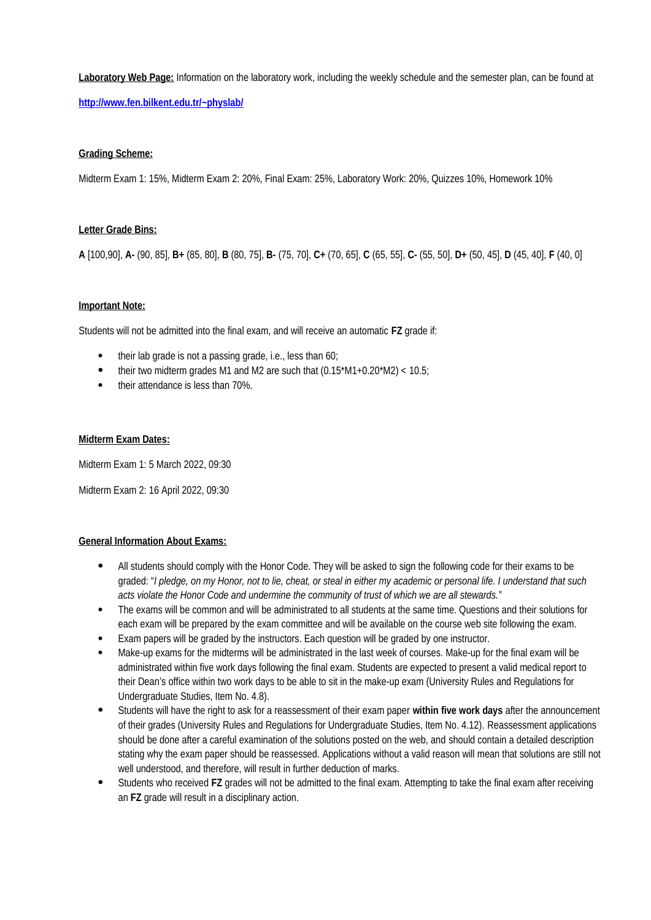**Laboratory Web Page:** Information on the laboratory work, including the weekly schedule and the semester plan, can be found at

**http://www.fen.bilkent.edu.tr/~physlab/**

**Grading Scheme:**

Midterm Exam 1: 15%, Midterm Exam 2: 20%, Final Exam: 25%, Laboratory Work: 20%, Quizzes 10%, Homework 10%

**Letter Grade Bins:**

**A** [100,90], **A-** (90, 85], **B+** (85, 80], **B** (80, 75], **B-** (75, 70], **C+** (70, 65], **C** (65, 55], **C-** (55, 50], **D+** (50, 45], **D** (45, 40], **F** (40, 0]

**Important Note:**

Students will not be admitted into the final exam, and will receive an automatic **FZ** grade if:

- their lab grade is not a passing grade, i.e., less than 60;
- their two midterm grades M1 and M2 are such that $(0.15*M1+0.20*M2) < 10.5$;
- their attendance is less than 70%.

**Midterm Exam Dates:**

Midterm Exam 1: 5 March 2022, 09:30

Midterm Exam 2: 16 April 2022, 09:30

**General Information About Exams:**

- All students should comply with the Honor Code. They will be asked to sign the following code for their exams to be graded: "*I pledge, on my Honor, not to lie, cheat, or steal in either my academic or personal life. I understand that such acts violate the Honor Code and undermine the community of trust of which we are all stewards.*"
- The exams will be common and will be administrated to all students at the same time. Questions and their solutions for each exam will be prepared by the exam committee and will be available on the course web site following the exam.
- Exam papers will be graded by the instructors. Each question will be graded by one instructor.
- Make-up exams for the midterms will be administrated in the last week of courses. Make-up for the final exam will be administrated within five work days following the final exam. Students are expected to present a valid medical report to their Dean's office within two work days to be able to sit in the make-up exam (University Rules and Regulations for Undergraduate Studies, Item No. 4.8).
- Students will have the right to ask for a reassessment of their exam paper **within five work days** after the announcement of their grades (University Rules and Regulations for Undergraduate Studies, Item No. 4.12). Reassessment applications should be done after a careful examination of the solutions posted on the web, and should contain a detailed description stating why the exam paper should be reassessed. Applications without a valid reason will mean that solutions are still not well understood, and therefore, will result in further deduction of marks.
- Students who received **FZ** grades will not be admitted to the final exam. Attempting to take the final exam after receiving an **FZ** grade will result in a disciplinary action.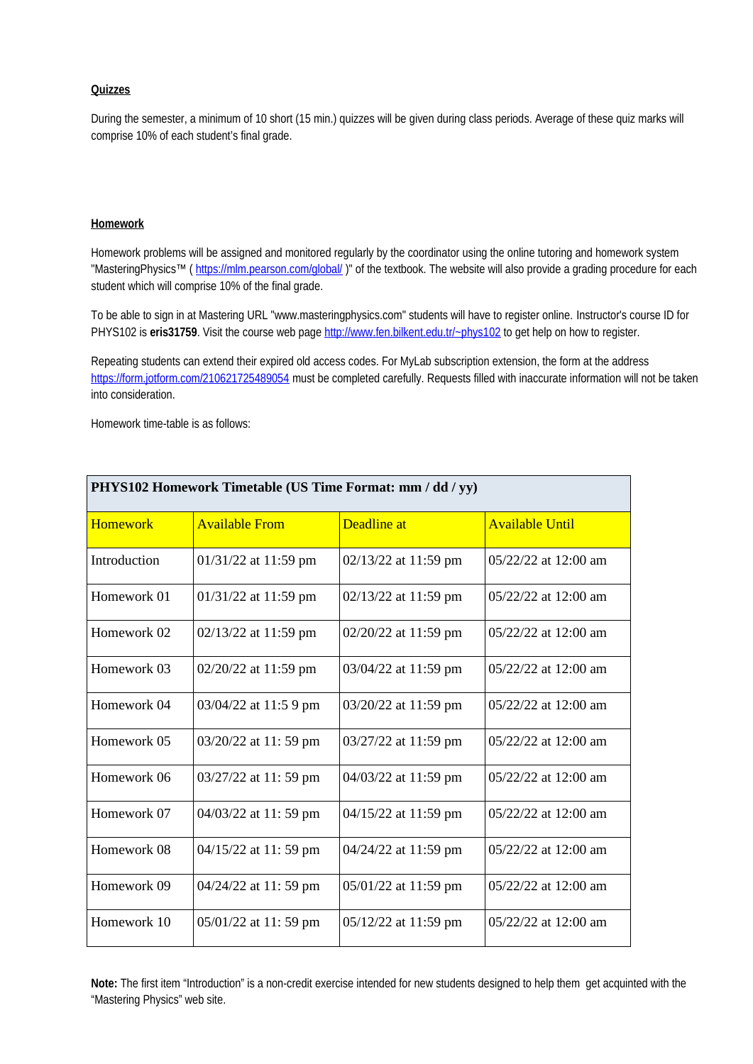**Quizzes**

During the semester, a minimum of 10 short (15 min.) quizzes will be given during class periods. Average of these quiz marks will comprise 10% of each student's final grade.

**Homework**

Homework problems will be assigned and monitored regularly by the coordinator using the online tutoring and homework system "MasteringPhysics™ ( https://mlm.pearson.com/global/ )" of the textbook. The website will also provide a grading procedure for each student which will comprise 10% of the final grade.

To be able to sign in at Mastering URL "www.masteringphysics.com" students will have to register online. Instructor's course ID for PHYS102 is **eris31759**. Visit the course web page http://www.fen.bilkent.edu.tr/~phys102 to get help on how to register.

Repeating students can extend their expired old access codes. For MyLab subscription extension, the form at the address https://form.jotform.com/210621725489054 must be completed carefully. Requests filled with inaccurate information will not be taken into consideration.

Homework time-table is as follows:

| **PHYS102 Homework Timetable (US Time Format: mm / dd / yy)** | | | |
|---|---|---|---|
| Homework | Available From | Deadline at | Available Until |
| Introduction | 01/31/22 at 11:59 pm | 02/13/22 at 11:59 pm | 05/22/22 at 12:00 am |
| Homework 01 | 01/31/22 at 11:59 pm | 02/13/22 at 11:59 pm | 05/22/22 at 12:00 am |
| Homework 02 | 02/13/22 at 11:59 pm | 02/20/22 at 11:59 pm | 05/22/22 at 12:00 am |
| Homework 03 | 02/20/22 at 11:59 pm | 03/04/22 at 11:59 pm | 05/22/22 at 12:00 am |
| Homework 04 | 03/04/22 at 11:5 9 pm | 03/20/22 at 11:59 pm | 05/22/22 at 12:00 am |
| Homework 05 | 03/20/22 at 11: 59 pm | 03/27/22 at 11:59 pm | 05/22/22 at 12:00 am |
| Homework 06 | 03/27/22 at 11: 59 pm | 04/03/22 at 11:59 pm | 05/22/22 at 12:00 am |
| Homework 07 | 04/03/22 at 11: 59 pm | 04/15/22 at 11:59 pm | 05/22/22 at 12:00 am |
| Homework 08 | 04/15/22 at 11: 59 pm | 04/24/22 at 11:59 pm | 05/22/22 at 12:00 am |
| Homework 09 | 04/24/22 at 11: 59 pm | 05/01/22 at 11:59 pm | 05/22/22 at 12:00 am |
| Homework 10 | 05/01/22 at 11: 59 pm | 05/12/22 at 11:59 pm | 05/22/22 at 12:00 am |

**Note:** The first item "Introduction" is a non-credit exercise intended for new students designed to help them get acquinted with the "Mastering Physics" web site.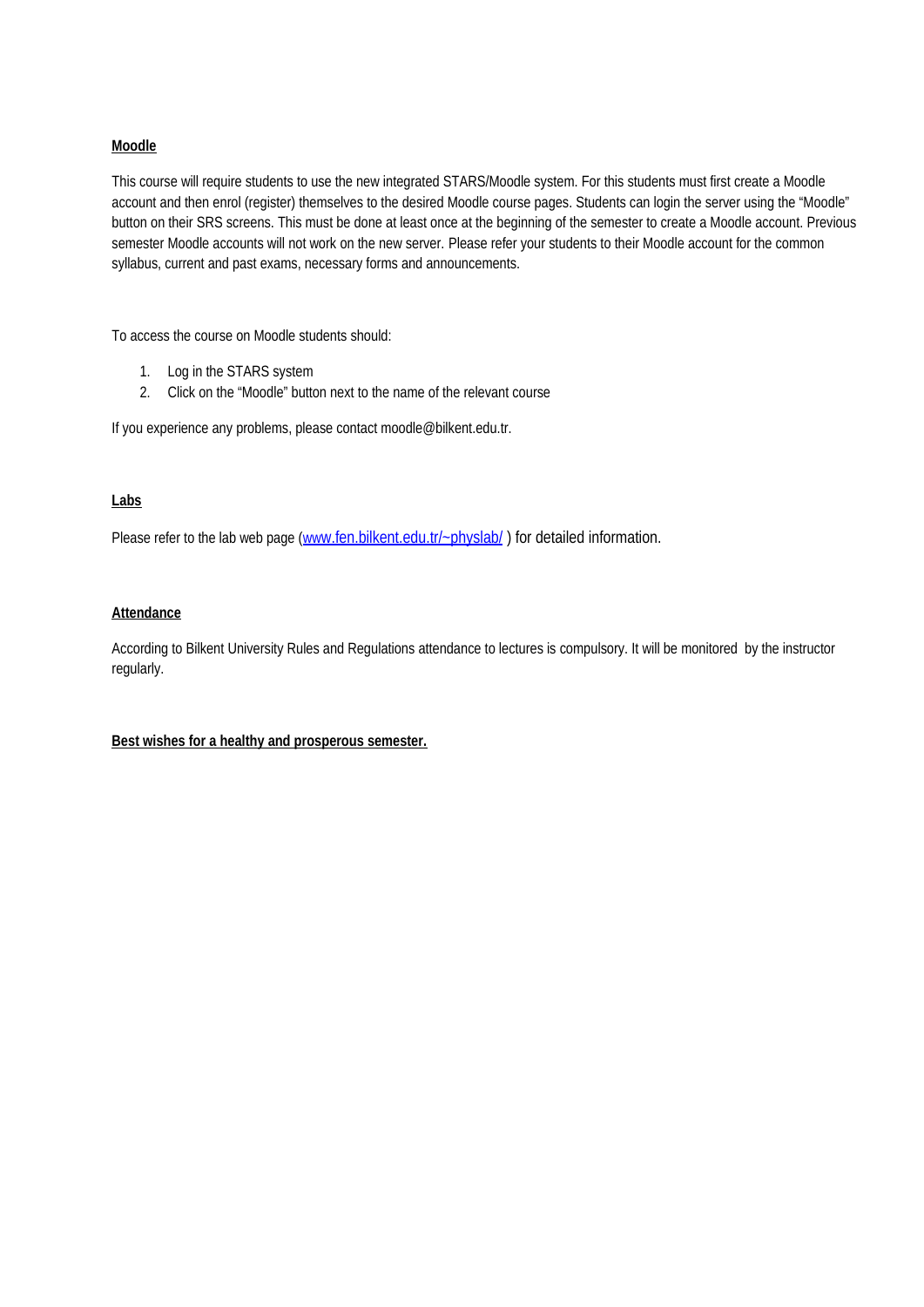**Moodle**

This course will require students to use the new integrated STARS/Moodle system. For this students must first create a Moodle account and then enrol (register) themselves to the desired Moodle course pages. Students can login the server using the "Moodle" button on their SRS screens. This must be done at least once at the beginning of the semester to create a Moodle account. Previous semester Moodle accounts will not work on the new server. Please refer your students to their Moodle account for the common syllabus, current and past exams, necessary forms and announcements.

To access the course on Moodle students should:

1. Log in the STARS system
2. Click on the "Moodle" button next to the name of the relevant course

If you experience any problems, please contact moodle@bilkent.edu.tr.

**Labs**

Please refer to the lab web page (www.fen.bilkent.edu.tr/~physlab/ ) for detailed information.

**Attendance**

According to Bilkent University Rules and Regulations attendance to lectures is compulsory. It will be monitored by the instructor regularly.

**Best wishes for a healthy and prosperous semester.**